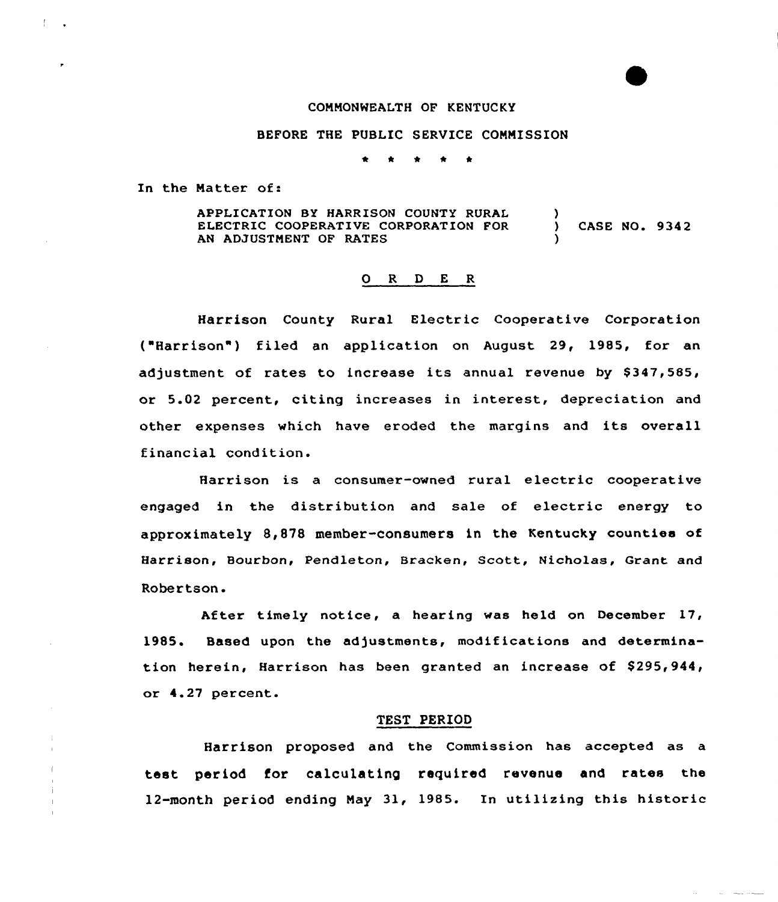COMMONWEALTH OF KENTUCKY

BEFORE THE PUBLIC SERVICE COMMISSION

\* \* \* \* \*

In the Matter of:

APPLICATION BY HARRISON COUNTY RURAL ELECTRIC COOPERATIVE CORPORATION FOR AN ADJUSTMENT OF RATES ) CASE NO. 9342

## O R D E R

Harrison County Rural Electric Cooperative Corporation ("Harrison") filed an application on August 29, 1985, for an adjustment of rates to increase its annual revenue by $347,585, or 5.02 percent, citing increases in interest, depreciation and other expenses which have eroded the margins and its overall financial condition.

Harrison is a consumer-owned rural electric cooperative engaged in the distribution and sale of electric energy to approximately 8,878 member-consumers in the Kentucky counties of Harrison, Bourbon, Pendleton, Bracken, Scott, Nicholas, Grant and Robertson.

After timely notice, a hearing was held on December 17, 1985. Based upon the adjustments, modifications and determination herein, Harrison has been granted an increase of $295,944, or 4.27 percent.

## TEST PERIOD

Harrison proposed and the Commission has accepted as a test period for calculating required revenue and rates the 12-month period ending May 31, 1985. In utilizing this historic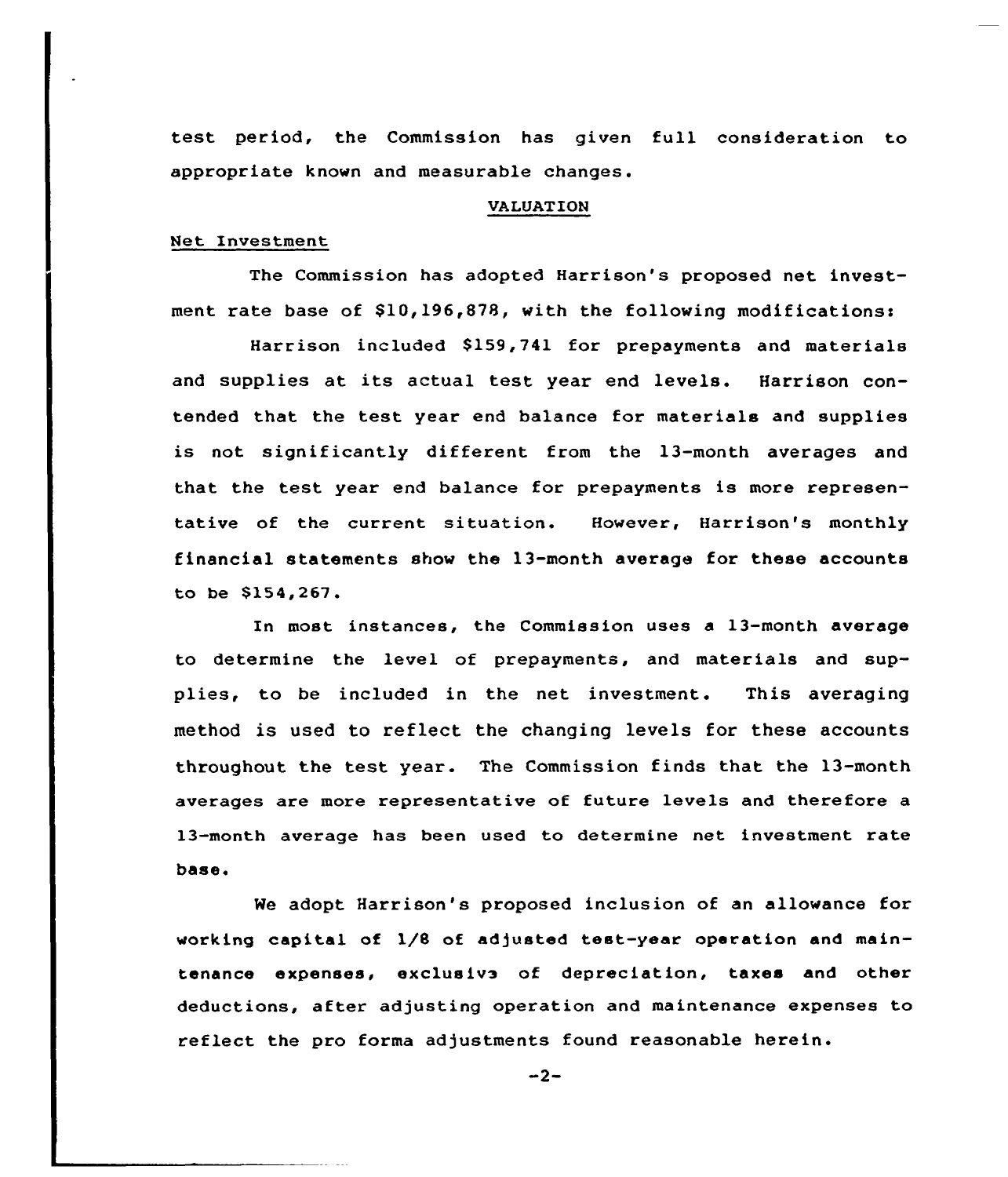test period, the Commission has given full consideration to appropriate known and measurable changes.

## VALUATION

### Net Investment

The Commission has adopted Harrison's proposed net investment rate base of $10,196,878, with the following modifications:

Harrison included $159,741 for prepayments and materials and supplies at its actual test year end levels. Harrison contended that the test year end balance for materials and supplies is not significantly different from the 13-month averages and that the test year end balance for prepayments is more representative of the current situation. However, Harrison's monthly financial statements show the 13-month average for these accounts to be $154,267.

In most instances, the Commission uses a 13-month average to determine the level of prepayments, and materials and supplies, to be included in the net investment. This averaging method is used to reflect the changing levels for these accounts throughout the test year. The Commission finds that the 13-month averages are more representative of future levels and therefore a 13-month average has been used to determine net investment rate base.

We adopt Harrison's proposed inclusion of an allowance for working capital of 1/8 of adjusted test-year operation and maintenance expenses, exclusive of depreciation, taxes and other deductions, after adjusting operation and maintenance expenses to reflect the pro forma adjustments found reasonable herein.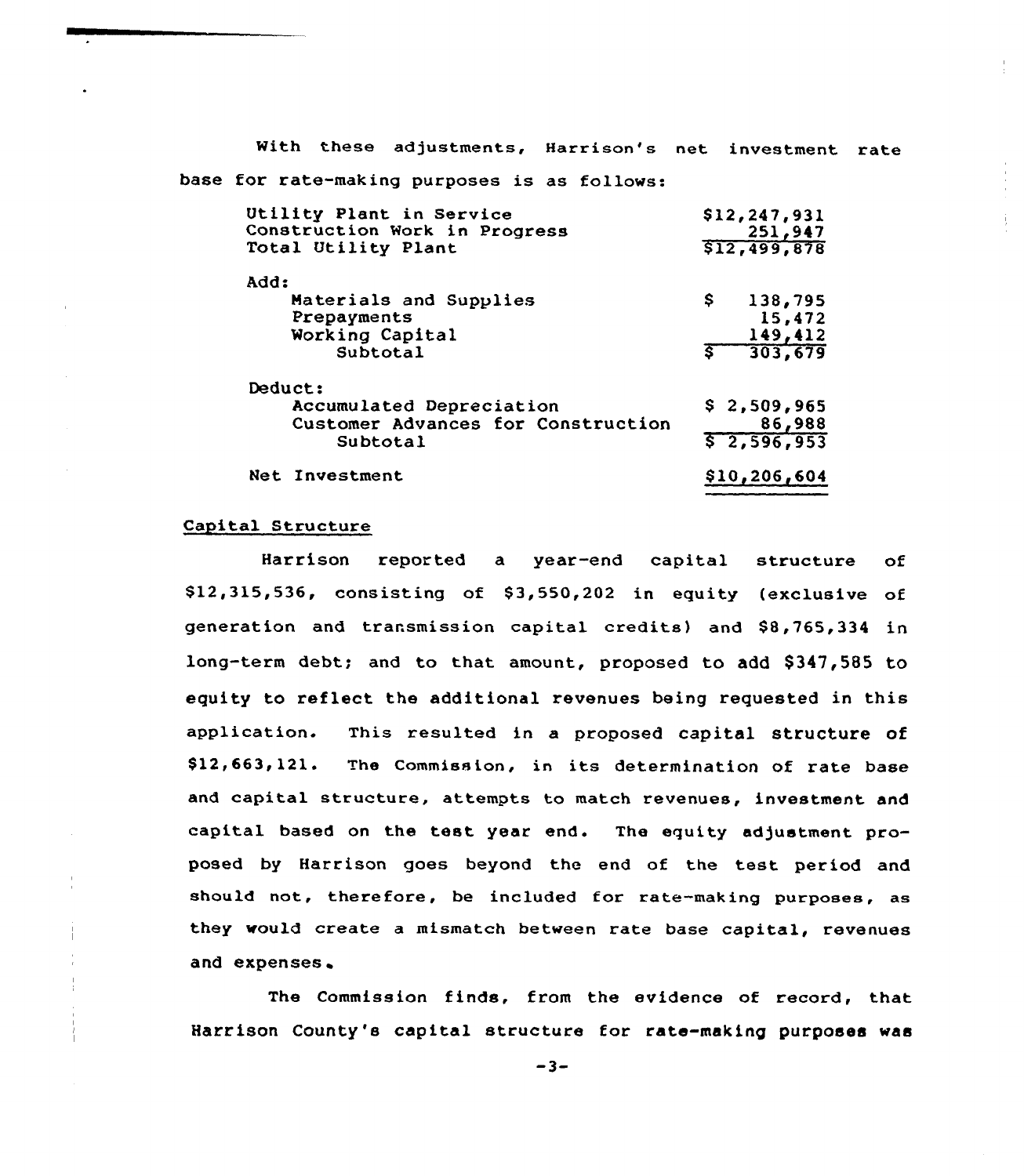With these adjustments, Harrison's net investment rate base for rate-making purposes is as follows:

| | |
|---|---|
| Utility Plant in Service | $12,247,931 |
| Construction Work in Progress | 251,947 |
| Total Utility Plant | $12,499,878 |
| | |
| Add: | |
| Materials and Supplies | $ 138,795 |
| Prepayments | 15,472 |
| Working Capital | 149,412 |
| Subtotal | $ 303,679 |
| | |
| Deduct: | |
| Accumulated Depreciation | $ 2,509,965 |
| Customer Advances for Construction | 86,988 |
| Subtotal | $ 2,596,953 |
| | |
| Net Investment | $10,206,604 |

## Capital Structure

Harrison reported a year-end capital structure of $12,315,536, consisting of $3,550,202 in equity (exclusive of generation and transmission capital credits) and $8,765,334 in long-term debt; and to that amount, proposed to add $347,585 to equity to reflect the additional revenues being requested in this application. This resulted in a proposed capital structure of $12,663,121. The Commission, in its determination of rate base and capital structure, attempts to match revenues, investment and capital based on the test year end. The equity adjustment proposed by Harrison goes beyond the end of the test period and should not, therefore, be included for rate-making purposes, as they would create a mismatch between rate base capital, revenues and expenses.

The Commission finds, from the evidence of record, that Harrison County's capital structure for rate-making purposes was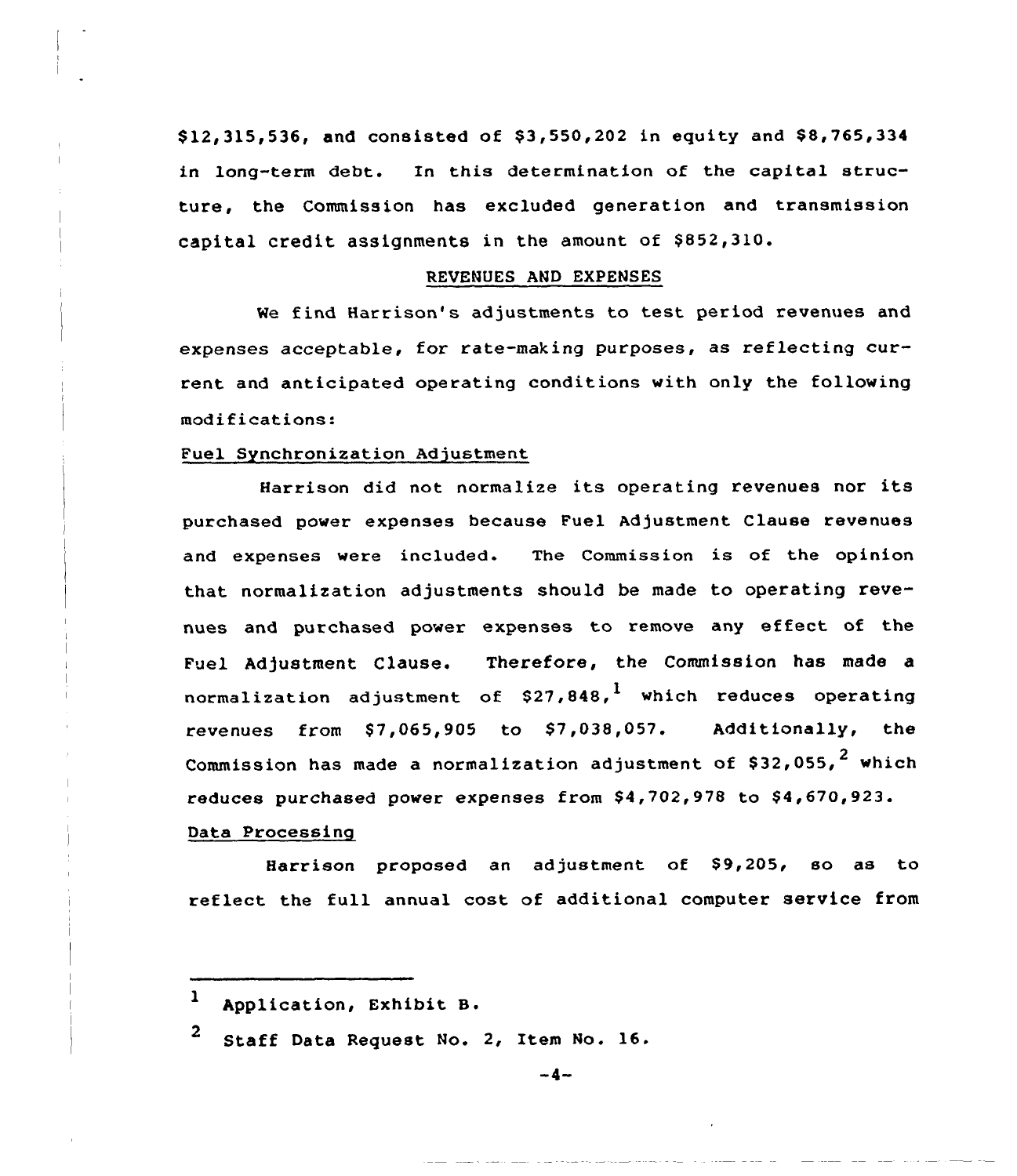$12,315,536, and consisted of $3,550,202 in equity and $8,765,334 in long-term debt. In this determination of the capital structure, the Commission has excluded generation and transmission capital credit assignments in the amount of $852,310.

## REVENUES AND EXPENSES

We find Harrison's adjustments to test period revenues and expenses acceptable, for rate-making purposes, as reflecting current and anticipated operating conditions with only the following modifications:

### Fuel Synchronization Adjustment

Harrison did not normalize its operating revenues nor its purchased power expenses because Fuel Adjustment Clause revenues and expenses were included. The Commission is of the opinion that normalization adjustments should be made to operating revenues and purchased power expenses to remove any effect of the Fuel Adjustment Clause. Therefore, the Commission has made a normalization adjustment of $27,848,[1] which reduces operating revenues from $7,065,905 to $7,038,057. Additionally, the Commission has made a normalization adjustment of $32,055,[2] which reduces purchased power expenses from $4,702,978 to $4,670,923.

### Data Processing

Harrison proposed an adjustment of $9,205, so as to reflect the full annual cost of additional computer service from

---

[1] Application, Exhibit B.

[2] Staff Data Request No. 2, Item No. 16.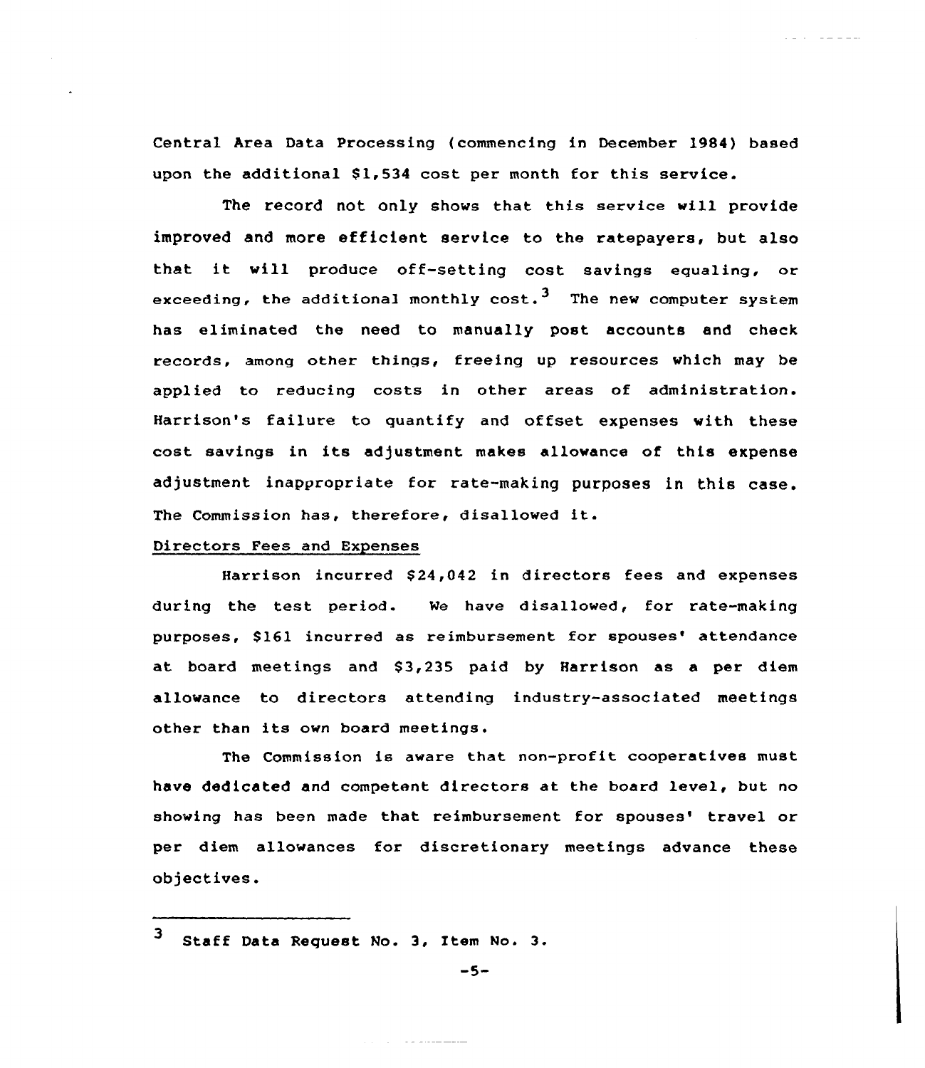Central Area Data Processing (commencing in December 1984) based upon the additional $1,534 cost per month for this service.

The record not only shows that this service will provide improved and more efficient service to the ratepayers, but also that it will produce off-setting cost savings equaling, or exceeding, the additional monthly cost.[3] The new computer system has eliminated the need to manually post accounts and check records, among other things, freeing up resources which may be applied to reducing costs in other areas of administration. Harrison's failure to quantify and offset expenses with these cost savings in its adjustment makes allowance of this expense adjustment inappropriate for rate-making purposes in this case. The Commission has, therefore, disallowed it.

Directors Fees and Expenses

Harrison incurred $24,042 in directors fees and expenses during the test period. We have disallowed, for rate-making purposes, $161 incurred as reimbursement for spouses' attendance at board meetings and $3,235 paid by Harrison as a per diem allowance to directors attending industry-associated meetings other than its own board meetings.

The Commission is aware that non-profit cooperatives must have dedicated and competent directors at the board level, but no showing has been made that reimbursement for spouses' travel or per diem allowances for discretionary meetings advance these objectives.

---

[3] Staff Data Request No. 3, Item No. 3.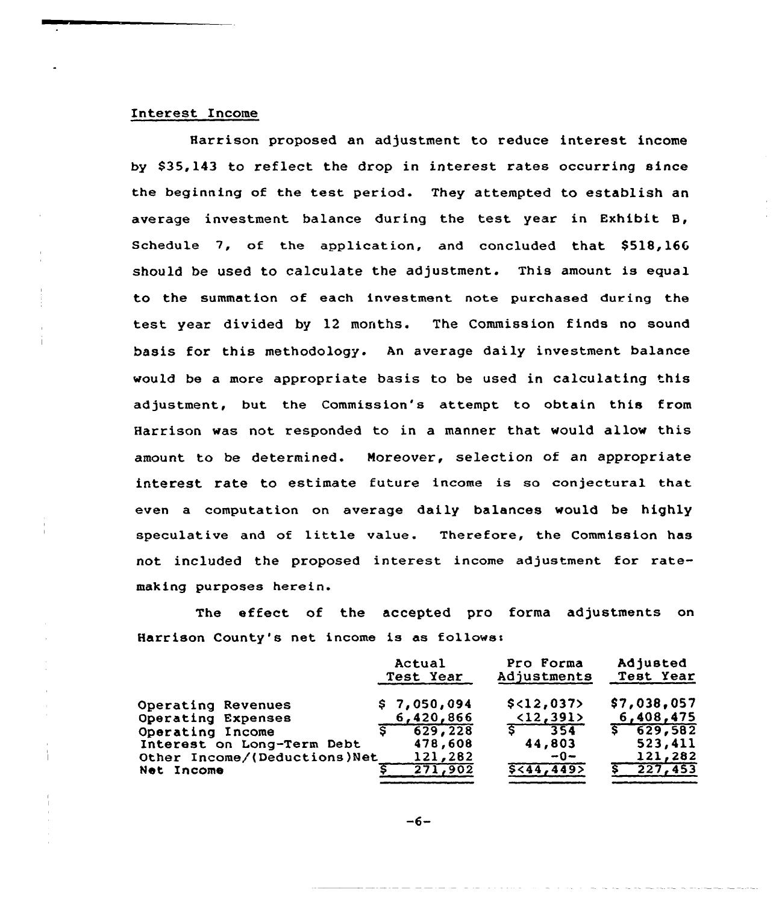Interest Income

Harrison proposed an adjustment to reduce interest income by $35,143 to reflect the drop in interest rates occurring since the beginning of the test period. They attempted to establish an average investment balance during the test year in Exhibit B, Schedule 7, of the application, and concluded that $518,166 should be used to calculate the adjustment. This amount is equal to the summation of each investment note purchased during the test year divided by 12 months. The Commission finds no sound basis for this methodology. An average daily investment balance would be a more appropriate basis to be used in calculating this adjustment, but the Commission's attempt to obtain this from Harrison was not responded to in a manner that would allow this amount to be determined. Moreover, selection of an appropriate interest rate to estimate future income is so conjectural that even a computation on average daily balances would be highly speculative and of little value. Therefore, the Commission has not included the proposed interest income adjustment for rate-making purposes herein.

The effect of the accepted pro forma adjustments on Harrison County's net income is as follows:

| | Actual Test Year | Pro Forma Adjustments | Adjusted Test Year |
|---|---|---|---|
| Operating Revenues | $ 7,050,094 | $<12,037> | $7,038,057 |
| Operating Expenses | 6,420,866 | <12,391> | 6,408,475 |
| Operating Income | $ 629,228 | $ 354 | $ 629,582 |
| Interest on Long-Term Debt | 478,608 | 44,803 | 523,411 |
| Other Income/(Deductions)Net | 121,282 | -0- | 121,282 |
| Net Income | $ 271,902 | $<44,449> | $ 227,453 |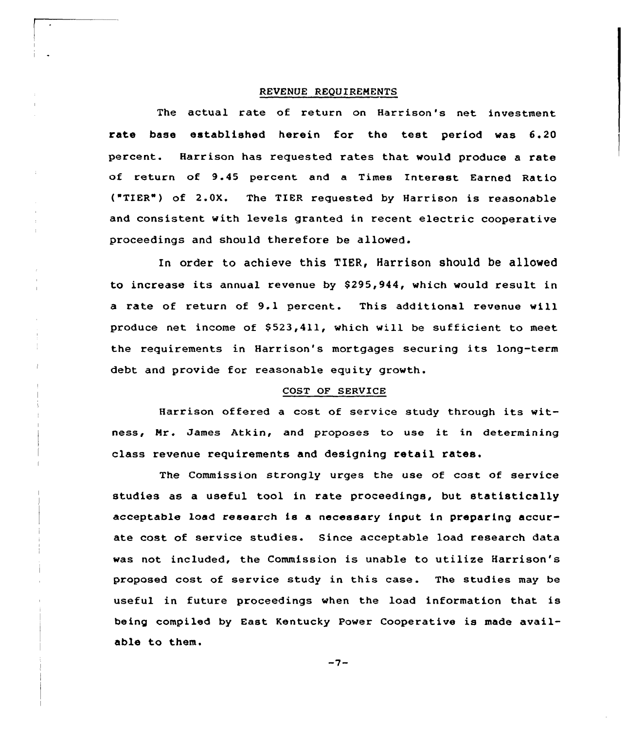## REVENUE REQUIREMENTS

The actual rate of return on Harrison's net investment rate base established herein for the test period was 6.20 percent. Harrison has requested rates that would produce a rate of return of 9.45 percent and a Times Interest Earned Ratio ("TIER") of 2.0X. The TIER requested by Harrison is reasonable and consistent with levels granted in recent electric cooperative proceedings and should therefore be allowed.

In order to achieve this TIER, Harrison should be allowed to increase its annual revenue by $295,944, which would result in a rate of return of 9.1 percent. This additional revenue will produce net income of $523,411, which will be sufficient to meet the requirements in Harrison's mortgages securing its long-term debt and provide for reasonable equity growth.

## COST OF SERVICE

Harrison offered a cost of service study through its witness, Mr. James Atkin, and proposes to use it in determining class revenue requirements and designing retail rates.

The Commission strongly urges the use of cost of service studies as a useful tool in rate proceedings, but statistically acceptable load research is a necessary input in preparing accurate cost of service studies. Since acceptable load research data was not included, the Commission is unable to utilize Harrison's proposed cost of service study in this case. The studies may be useful in future proceedings when the load information that is being compiled by East Kentucky Power Cooperative is made available to them.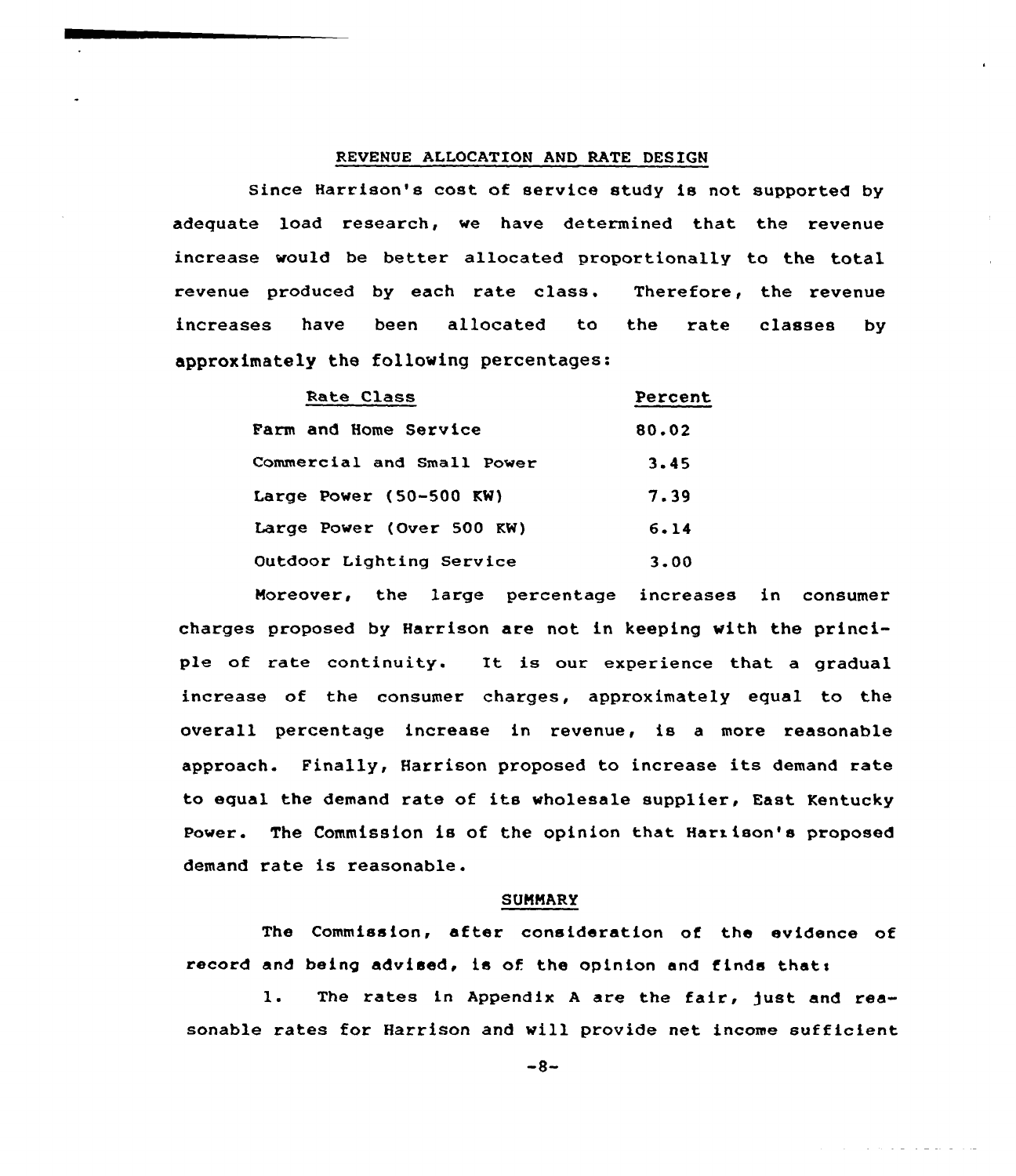## REVENUE ALLOCATION AND RATE DESIGN

Since Harrison's cost of service study is not supported by adequate load research, we have determined that the revenue increase would be better allocated proportionally to the total revenue produced by each rate class. Therefore, the revenue increases have been allocated to the rate classes by approximately the following percentages:

| Rate Class | Percent |
|---|---|
| Farm and Home Service | 80.02 |
| Commercial and Small Power | 3.45 |
| Large Power (50-500 KW) | 7.39 |
| Large Power (Over 500 KW) | 6.14 |
| Outdoor Lighting Service | 3.00 |

Moreover, the large percentage increases in consumer charges proposed by Harrison are not in keeping with the principle of rate continuity. It is our experience that a gradual increase of the consumer charges, approximately equal to the overall percentage increase in revenue, is a more reasonable approach. Finally, Harrison proposed to increase its demand rate to equal the demand rate of its wholesale supplier, East Kentucky Power. The Commission is of the opinion that Harrison's proposed demand rate is reasonable.

## SUMMARY

The Commission, after consideration of the evidence of record and being advised, is of the opinion and finds that:

1. The rates in Appendix A are the fair, just and reasonable rates for Harrison and will provide net income sufficient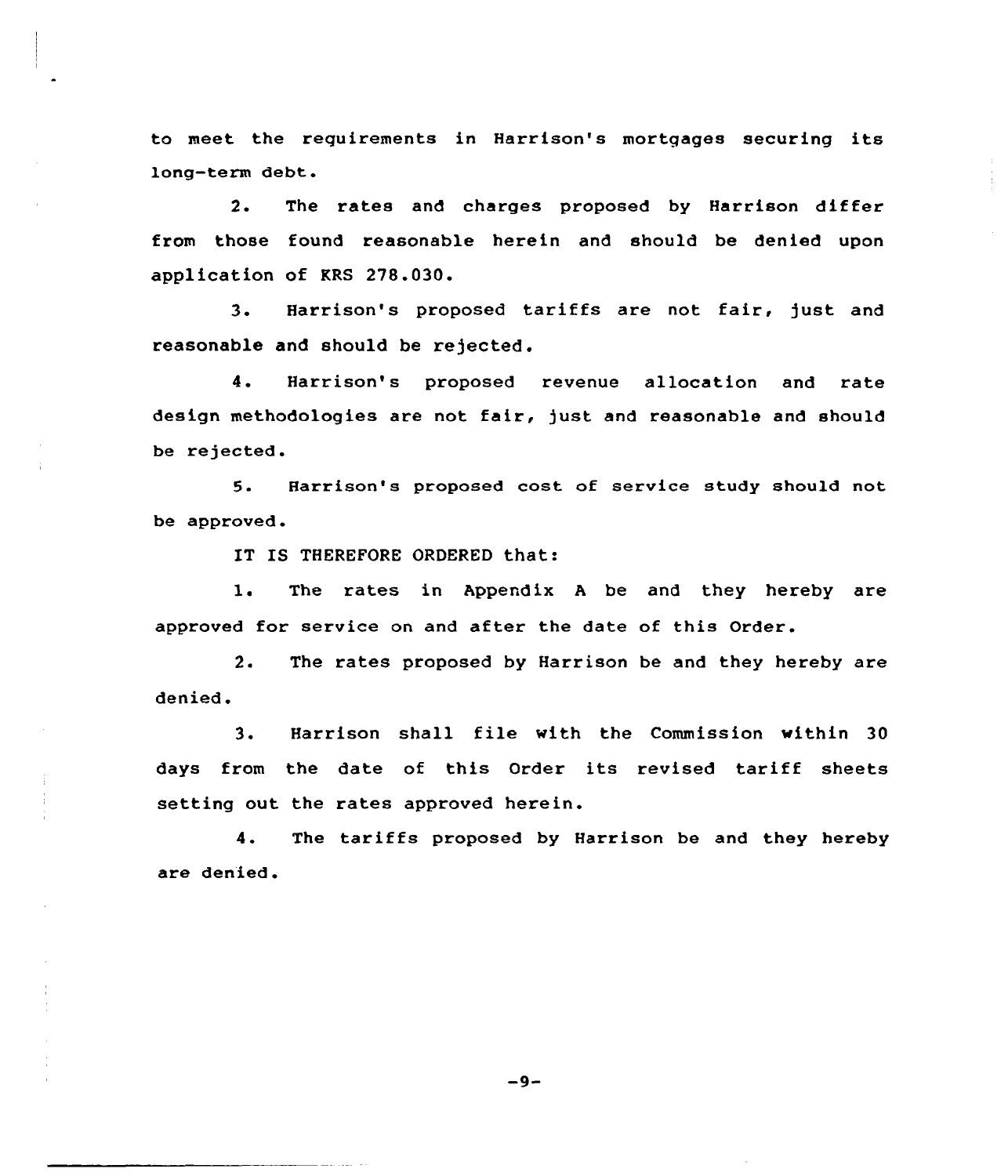to meet the requirements in Harrison's mortgages securing its long-term debt.

2. The rates and charges proposed by Harrison differ from those found reasonable herein and should be denied upon application of KRS 278.030.

3. Harrison's proposed tariffs are not fair, just and reasonable and should be rejected.

4. Harrison's proposed revenue allocation and rate design methodologies are not fair, just and reasonable and should be rejected.

5. Harrison's proposed cost of service study should not be approved.

IT IS THEREFORE ORDERED that:

1. The rates in Appendix A be and they hereby are approved for service on and after the date of this Order.

2. The rates proposed by Harrison be and they hereby are denied.

3. Harrison shall file with the Commission within 30 days from the date of this Order its revised tariff sheets setting out the rates approved herein.

4. The tariffs proposed by Harrison be and they hereby are denied.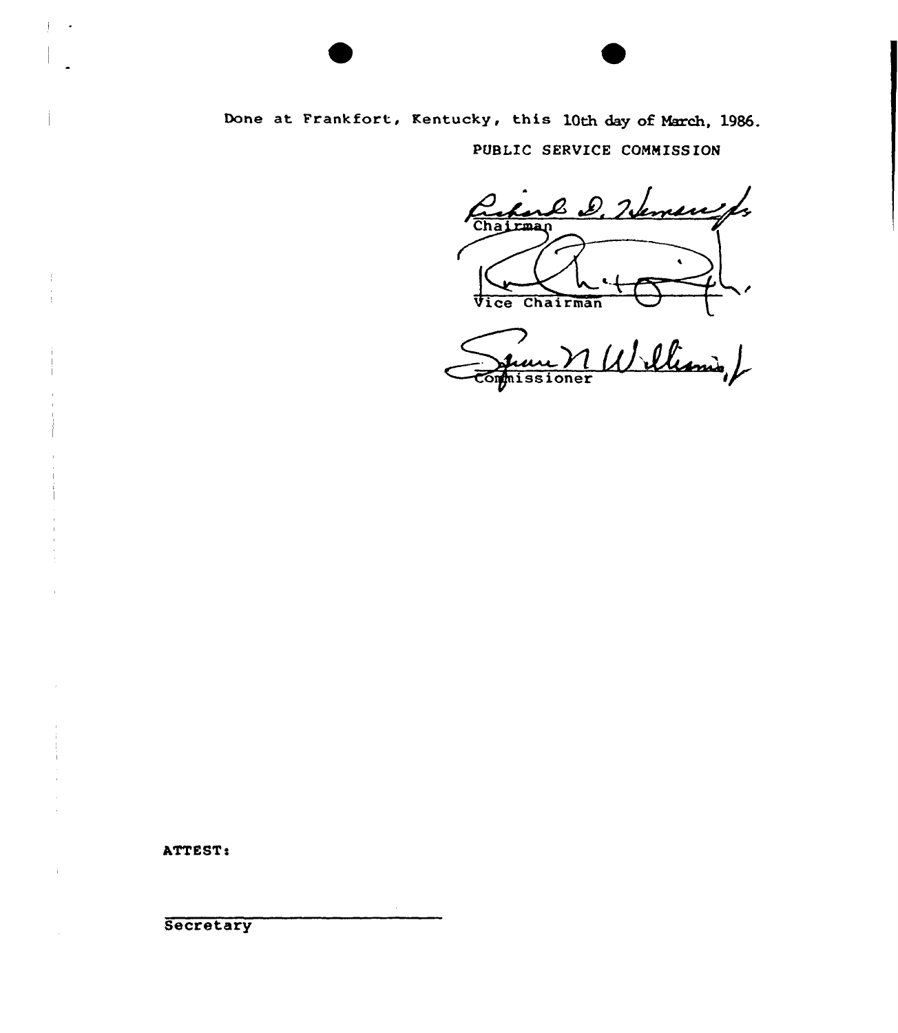Done at Frankfort, Kentucky, this 10th day of March, 1986.

PUBLIC SERVICE COMMISSION

Chairman

Vice Chairman

Commissioner

ATTEST:

Secretary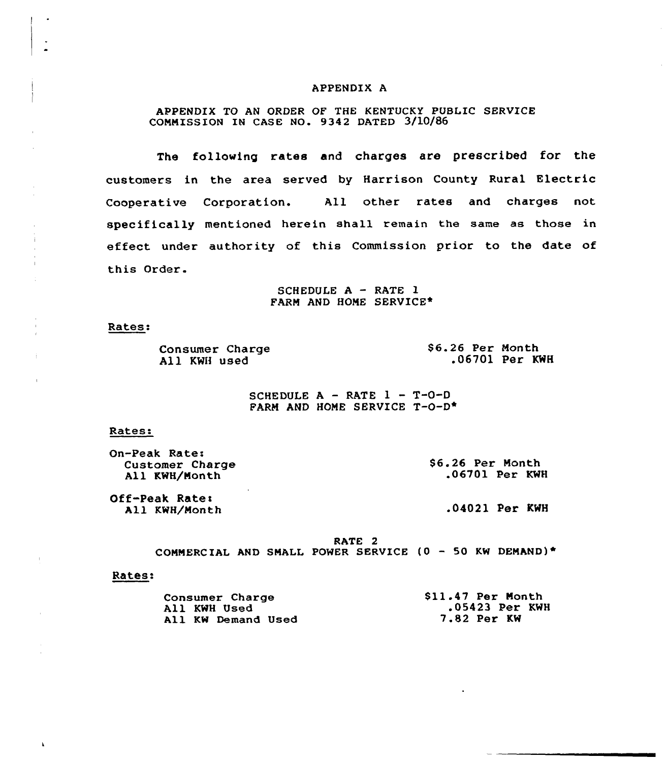# APPENDIX A

APPENDIX TO AN ORDER OF THE KENTUCKY PUBLIC SERVICE COMMISSION IN CASE NO. 9342 DATED 3/10/86

The following rates and charges are prescribed for the customers in the area served by Harrison County Rural Electric Cooperative Corporation. All other rates and charges not specifically mentioned herein shall remain the same as those in effect under authority of this Commission prior to the date of this Order.

## SCHEDULE A - RATE 1
## FARM AND HOME SERVICE*

Rates:

| | |
|---|---|
| Consumer Charge | $6.26 Per Month |
| All KWH used | .06701 Per KWH |

## SCHEDULE A - RATE 1 - T-O-D
## FARM AND HOME SERVICE T-O-D*

Rates:

| | |
|---|---|
| On-Peak Rate: | |
| Customer Charge | $6.26 Per Month |
| All KWH/Month | .06701 Per KWH |
| Off-Peak Rate: | |
| All KWH/Month | .04021 Per KWH |

## RATE 2
## COMMERCIAL AND SMALL POWER SERVICE (0 - 50 KW DEMAND)*

Rates:

| | |
|---|---|
| Consumer Charge | $11.47 Per Month |
| All KWH Used | .05423 Per KWH |
| All KW Demand Used | 7.82 Per KW |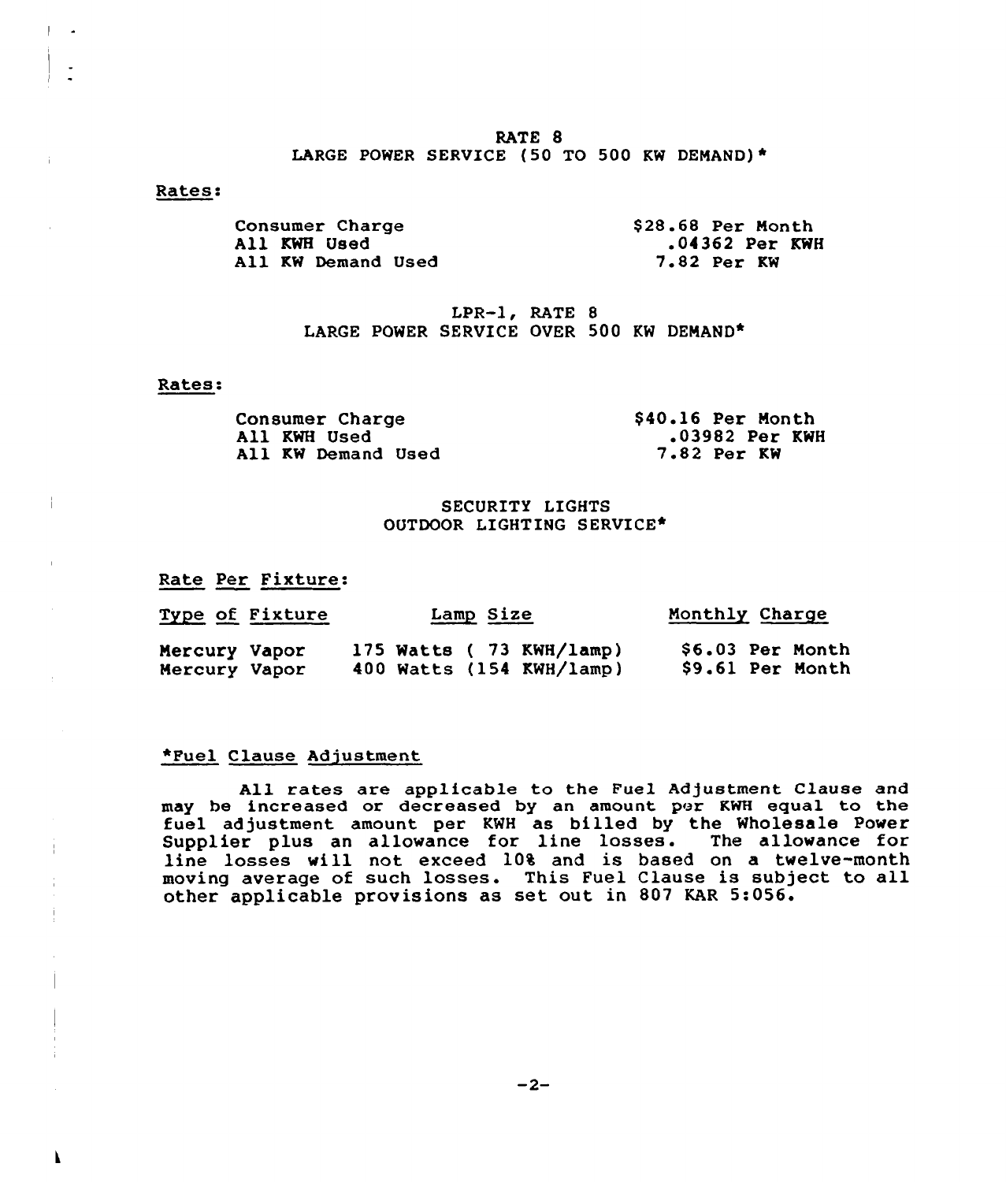RATE 8
LARGE POWER SERVICE (50 TO 500 KW DEMAND)*

Rates:

| | |
|---|---|
| Consumer Charge | $28.68 Per Month |
| All KWH Used | .04362 Per KWH |
| All KW Demand Used | 7.82 Per KW |

LPR-1, RATE 8
LARGE POWER SERVICE OVER 500 KW DEMAND*

Rates:

| | |
|---|---|
| Consumer Charge | $40.16 Per Month |
| All KWH Used | .03982 Per KWH |
| All KW Demand Used | 7.82 Per KW |

SECURITY LIGHTS
OUTDOOR LIGHTING SERVICE*

Rate Per Fixture:

| Type of Fixture | Lamp Size | Monthly Charge |
|---|---|---|
| Mercury Vapor | 175 Watts ( 73 KWH/lamp) | $6.03 Per Month |
| Mercury Vapor | 400 Watts (154 KWH/lamp) | $9.61 Per Month |

*Fuel Clause Adjustment

All rates are applicable to the Fuel Adjustment Clause and may be increased or decreased by an amount per KWH equal to the fuel adjustment amount per KWH as billed by the Wholesale Power Supplier plus an allowance for line losses. The allowance for line losses will not exceed 10% and is based on a twelve-month moving average of such losses. This Fuel Clause is subject to all other applicable provisions as set out in 807 KAR 5:056.